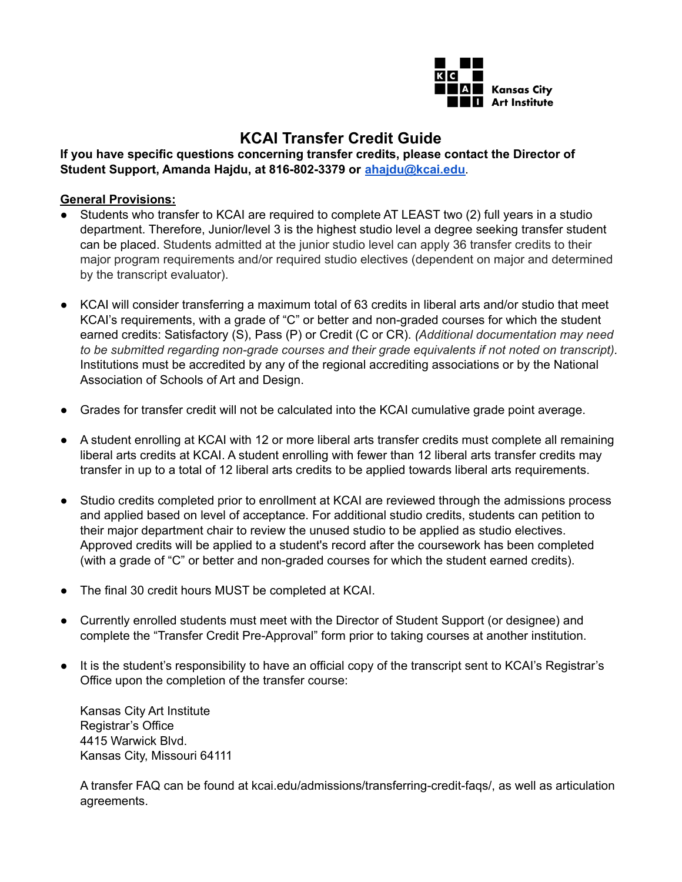Kansas City Art Institute

# KCAI Transfer Credit Guide

**If you have specific questions concerning transfer credits, please contact the Director of Student Support, Amanda Hajdu, at 816-802-3379 or [ahajdu@kcai.edu](mailto:ahajdu@kcai.edu).**

**General Provisions:**

- Students who transfer to KCAI are required to complete AT LEAST two (2) full years in a studio department. Therefore, Junior/level 3 is the highest studio level a degree seeking transfer student can be placed. Students admitted at the junior studio level can apply 36 transfer credits to their major program requirements and/or required studio electives (dependent on major and determined by the transcript evaluator).

- KCAI will consider transferring a maximum total of 63 credits in liberal arts and/or studio that meet KCAI's requirements, with a grade of "C" or better and non-graded courses for which the student earned credits: Satisfactory (S), Pass (P) or Credit (C or CR). *(Additional documentation may need to be submitted regarding non-grade courses and their grade equivalents if not noted on transcript).* Institutions must be accredited by any of the regional accrediting associations or by the National Association of Schools of Art and Design.

- Grades for transfer credit will not be calculated into the KCAI cumulative grade point average.

- A student enrolling at KCAI with 12 or more liberal arts transfer credits must complete all remaining liberal arts credits at KCAI. A student enrolling with fewer than 12 liberal arts transfer credits may transfer in up to a total of 12 liberal arts credits to be applied towards liberal arts requirements.

- Studio credits completed prior to enrollment at KCAI are reviewed through the admissions process and applied based on level of acceptance. For additional studio credits, students can petition to their major department chair to review the unused studio to be applied as studio electives. Approved credits will be applied to a student's record after the coursework has been completed (with a grade of "C" or better and non-graded courses for which the student earned credits).

- The final 30 credit hours MUST be completed at KCAI.

- Currently enrolled students must meet with the Director of Student Support (or designee) and complete the "Transfer Credit Pre-Approval" form prior to taking courses at another institution.

- It is the student's responsibility to have an official copy of the transcript sent to KCAI's Registrar's Office upon the completion of the transfer course:

  Kansas City Art Institute
  Registrar's Office
  4415 Warwick Blvd.
  Kansas City, Missouri 64111

  A transfer FAQ can be found at kcai.edu/admissions/transferring-credit-faqs/, as well as articulation agreements.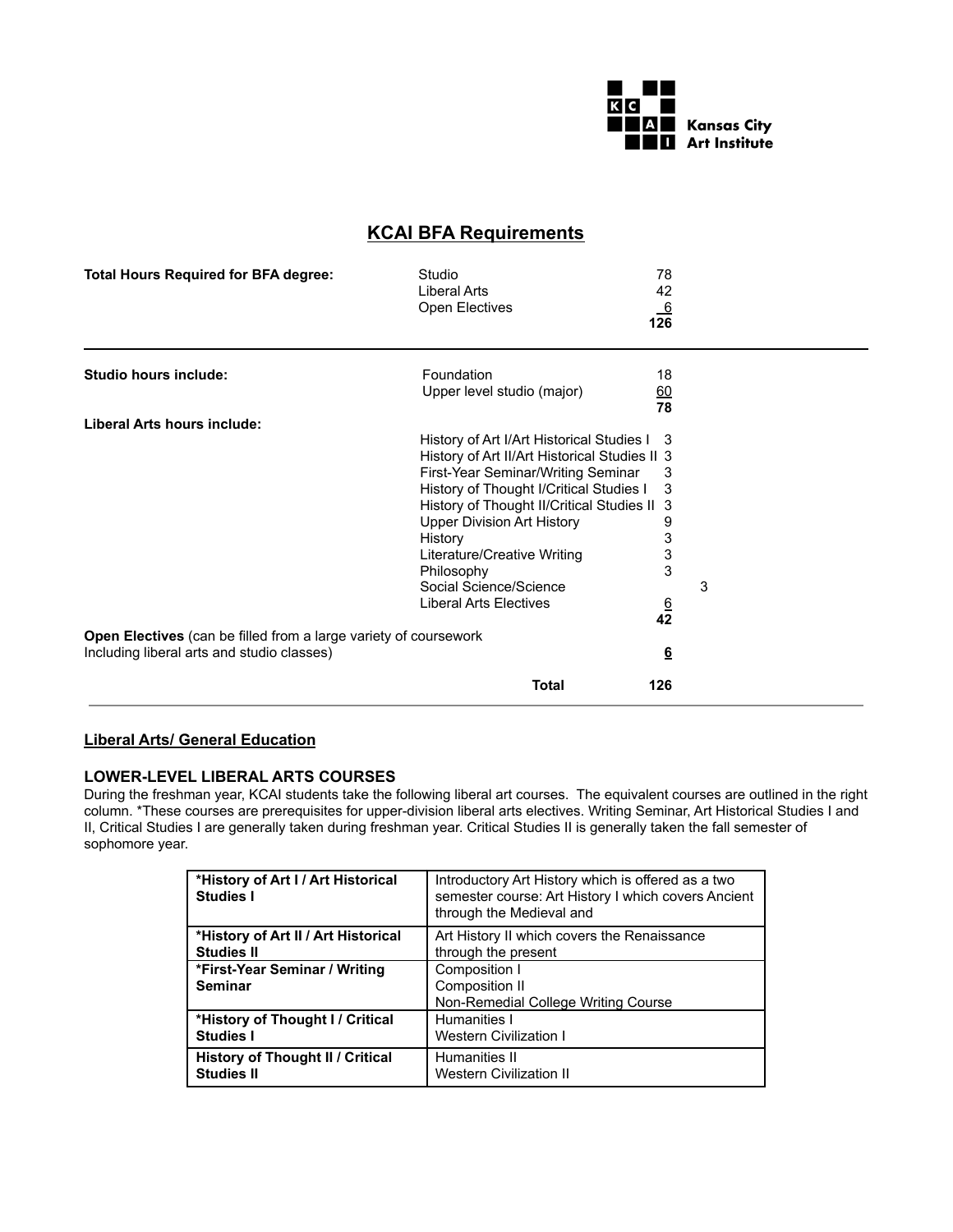Kansas City Art Institute

# KCAI BFA Requirements

| | | |
|---|---|---|
| **Total Hours Required for BFA degree:** | Studio | 78 |
| | Liberal Arts | 42 |
| | Open Electives | 6 |
| | | **126** |

| | | | |
|---|---|---|---|
| **Studio hours include:** | Foundation | 18 | |
| | Upper level studio (major) | 60 | |
| | | **78** | |
| **Liberal Arts hours include:** | | | |
| | History of Art I/Art Historical Studies I | 3 | |
| | History of Art II/Art Historical Studies II | 3 | |
| | First-Year Seminar/Writing Seminar | 3 | |
| | History of Thought I/Critical Studies I | 3 | |
| | History of Thought II/Critical Studies II | 3 | |
| | Upper Division Art History | 9 | |
| | History | 3 | |
| | Literature/Creative Writing | 3 | |
| | Philosophy | 3 | |
| | Social Science/Science | | 3 |
| | Liberal Arts Electives | 6 | |
| | | **42** | |
| **Open Electives** (can be filled from a large variety of coursework Including liberal arts and studio classes) | | **6** | |
| | **Total** | **126** | |

## Liberal Arts/ General Education

### LOWER-LEVEL LIBERAL ARTS COURSES

During the freshman year, KCAI students take the following liberal art courses. The equivalent courses are outlined in the right column. *These courses are prerequisites for upper-division liberal arts electives. Writing Seminar, Art Historical Studies I and II, Critical Studies I are generally taken during freshman year. Critical Studies II is generally taken the fall semester of sophomore year.

| Course | Equivalent |
|---|---|
| ***History of Art I / Art Historical Studies I** | Introductory Art History which is offered as a two semester course: Art History I which covers Ancient through the Medieval and |
| ***History of Art II / Art Historical Studies II** | Art History II which covers the Renaissance through the present |
| ***First-Year Seminar / Writing Seminar** | Composition I<br>Composition II<br>Non-Remedial College Writing Course |
| ***History of Thought I / Critical Studies I** | Humanities I<br>Western Civilization I |
| **History of Thought II / Critical Studies II** | Humanities II<br>Western Civilization II |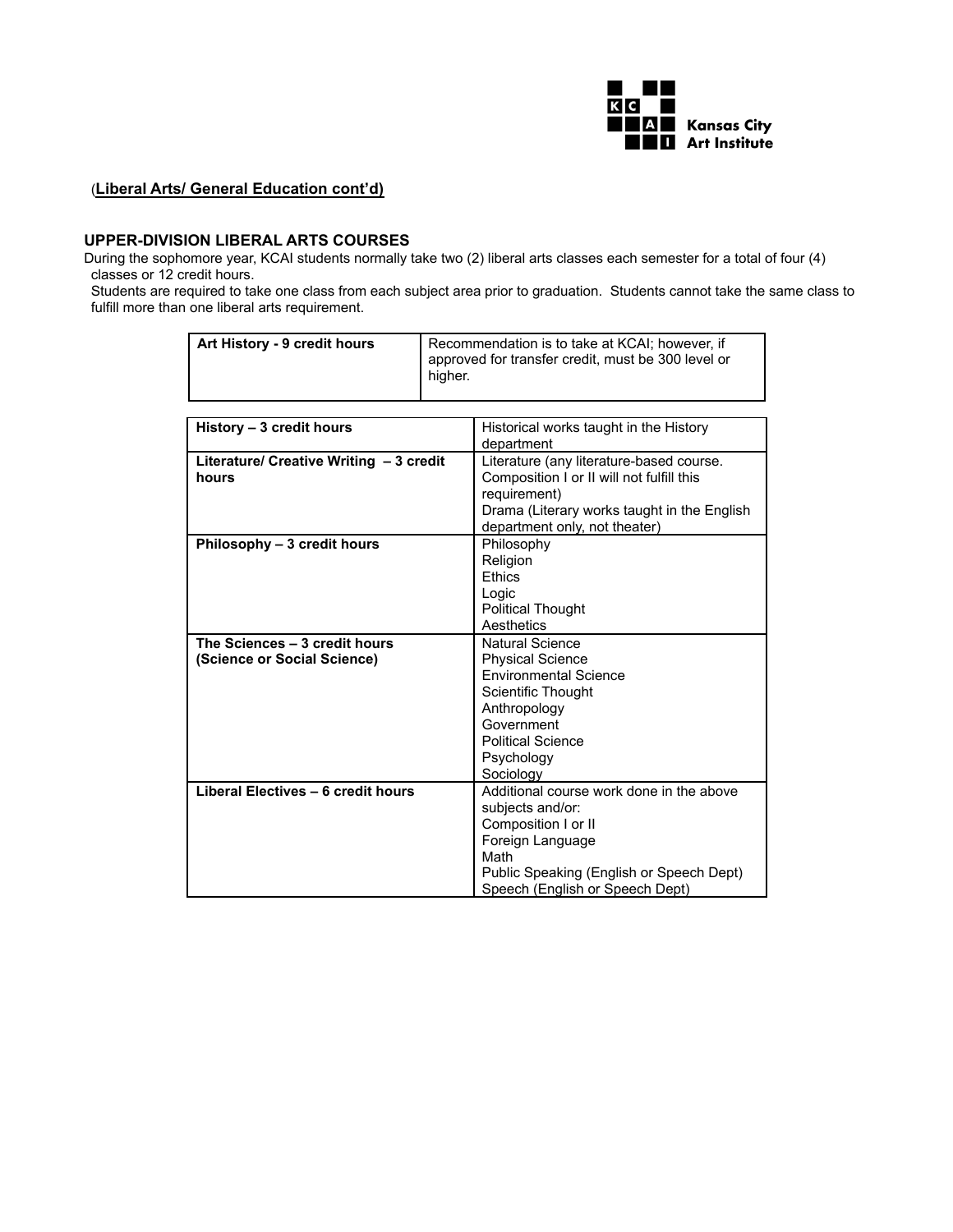(**Liberal Arts/ General Education cont'd)**

## UPPER-DIVISION LIBERAL ARTS COURSES

During the sophomore year, KCAI students normally take two (2) liberal arts classes each semester for a total of four (4) classes or 12 credit hours.

Students are required to take one class from each subject area prior to graduation. Students cannot take the same class to fulfill more than one liberal arts requirement.

| **Art History - 9 credit hours** | Recommendation is to take at KCAI; however, if approved for transfer credit, must be 300 level or higher. |
|---|---|

| **History – 3 credit hours** | Historical works taught in the History department |
|---|---|
| **Literature/ Creative Writing – 3 credit hours** | Literature (any literature-based course. Composition I or II will not fulfill this requirement)<br>Drama (Literary works taught in the English department only, not theater) |
| **Philosophy – 3 credit hours** | Philosophy<br>Religion<br>Ethics<br>Logic<br>Political Thought<br>Aesthetics |
| **The Sciences – 3 credit hours (Science or Social Science)** | Natural Science<br>Physical Science<br>Environmental Science<br>Scientific Thought<br>Anthropology<br>Government<br>Political Science<br>Psychology<br>Sociology |
| **Liberal Electives – 6 credit hours** | Additional course work done in the above subjects and/or:<br>Composition I or II<br>Foreign Language<br>Math<br>Public Speaking (English or Speech Dept)<br>Speech (English or Speech Dept) |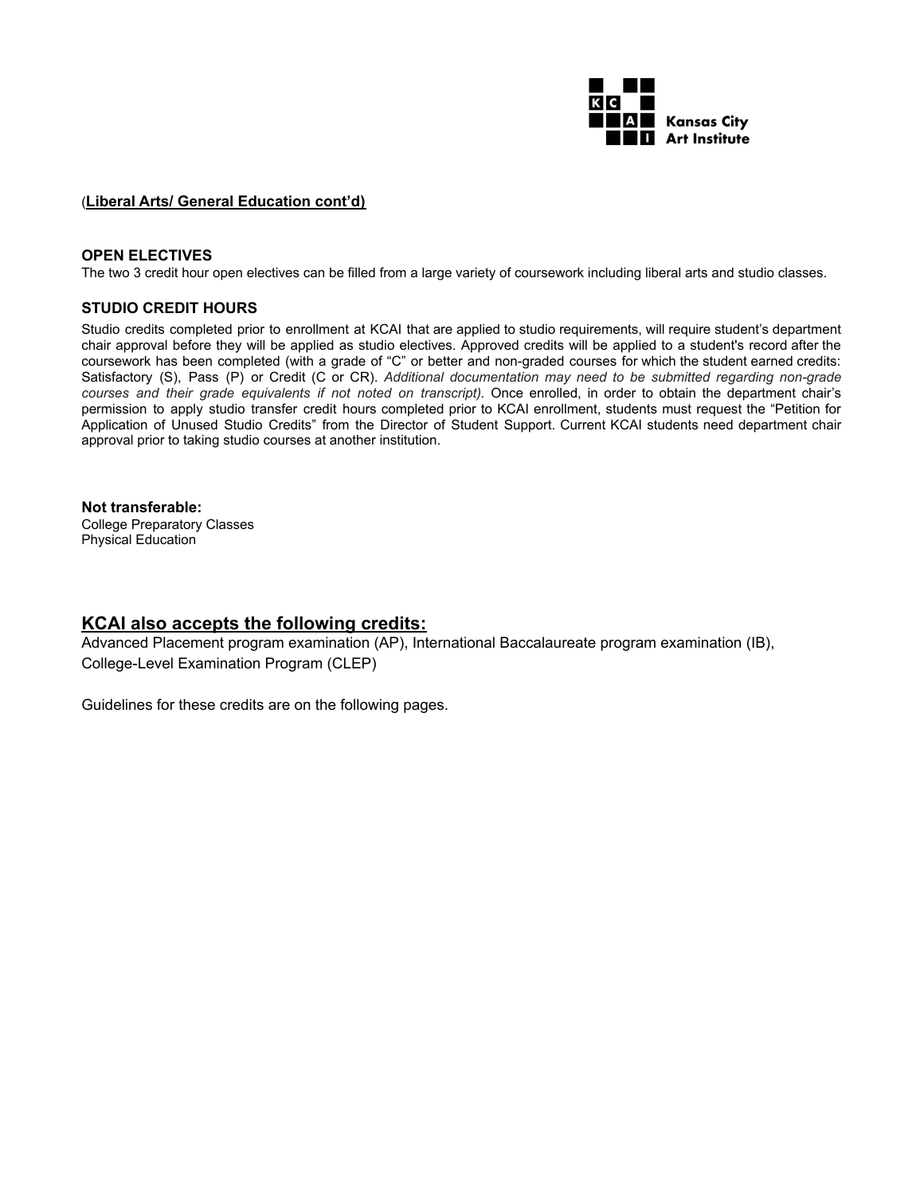(**Liberal Arts/ General Education cont'd)**

### OPEN ELECTIVES

The two 3 credit hour open electives can be filled from a large variety of coursework including liberal arts and studio classes.

### STUDIO CREDIT HOURS

Studio credits completed prior to enrollment at KCAI that are applied to studio requirements, will require student's department chair approval before they will be applied as studio electives. Approved credits will be applied to a student's record after the coursework has been completed (with a grade of "C" or better and non-graded courses for which the student earned credits: Satisfactory (S), Pass (P) or Credit (C or CR). *Additional documentation may need to be submitted regarding non-grade courses and their grade equivalents if not noted on transcript).* Once enrolled, in order to obtain the department chair's permission to apply studio transfer credit hours completed prior to KCAI enrollment, students must request the "Petition for Application of Unused Studio Credits" from the Director of Student Support. Current KCAI students need department chair approval prior to taking studio courses at another institution.

**Not transferable:**
College Preparatory Classes
Physical Education

## KCAI also accepts the following credits:

Advanced Placement program examination (AP), International Baccalaureate program examination (IB), College-Level Examination Program (CLEP)

Guidelines for these credits are on the following pages.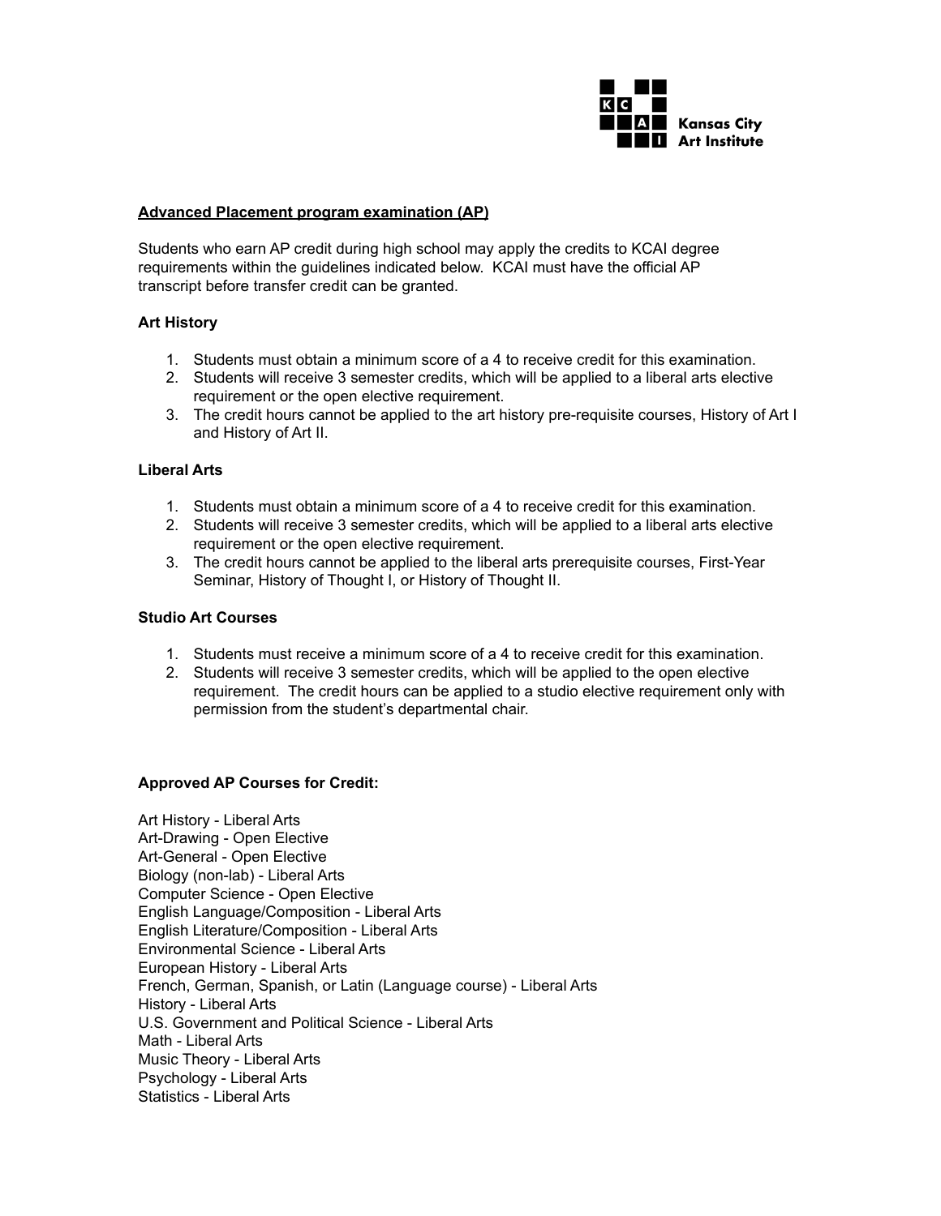Kansas City Art Institute

## Advanced Placement program examination (AP)

Students who earn AP credit during high school may apply the credits to KCAI degree requirements within the guidelines indicated below. KCAI must have the official AP transcript before transfer credit can be granted.

### Art History

1. Students must obtain a minimum score of a 4 to receive credit for this examination.
2. Students will receive 3 semester credits, which will be applied to a liberal arts elective requirement or the open elective requirement.
3. The credit hours cannot be applied to the art history pre-requisite courses, History of Art I and History of Art II.

### Liberal Arts

1. Students must obtain a minimum score of a 4 to receive credit for this examination.
2. Students will receive 3 semester credits, which will be applied to a liberal arts elective requirement or the open elective requirement.
3. The credit hours cannot be applied to the liberal arts prerequisite courses, First-Year Seminar, History of Thought I, or History of Thought II.

### Studio Art Courses

1. Students must receive a minimum score of a 4 to receive credit for this examination.
2. Students will receive 3 semester credits, which will be applied to the open elective requirement. The credit hours can be applied to a studio elective requirement only with permission from the student's departmental chair.

### Approved AP Courses for Credit:

Art History - Liberal Arts
Art-Drawing - Open Elective
Art-General - Open Elective
Biology (non-lab) - Liberal Arts
Computer Science - Open Elective
English Language/Composition - Liberal Arts
English Literature/Composition - Liberal Arts
Environmental Science - Liberal Arts
European History - Liberal Arts
French, German, Spanish, or Latin (Language course) - Liberal Arts
History - Liberal Arts
U.S. Government and Political Science - Liberal Arts
Math - Liberal Arts
Music Theory - Liberal Arts
Psychology - Liberal Arts
Statistics - Liberal Arts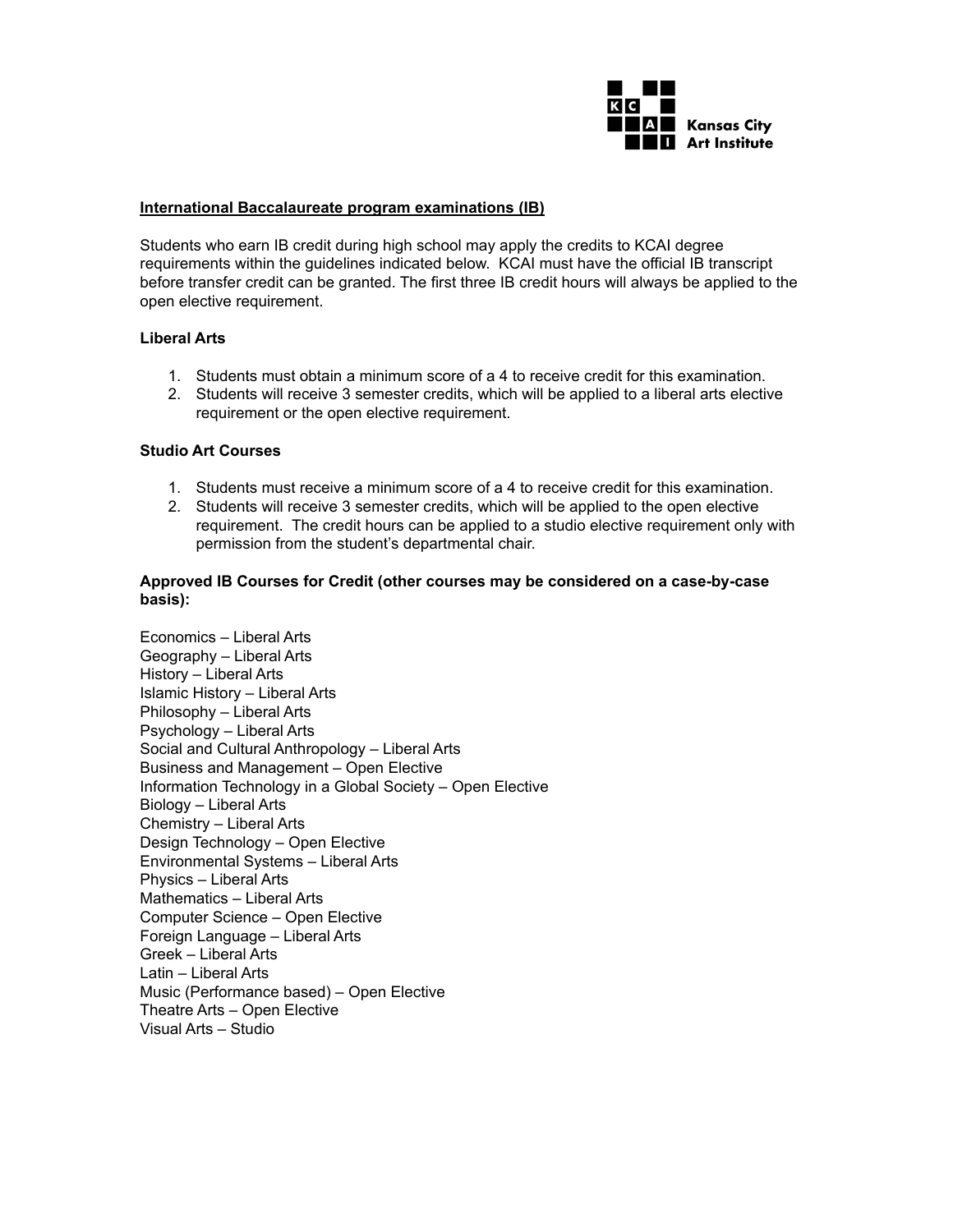## International Baccalaureate program examinations (IB)

Students who earn IB credit during high school may apply the credits to KCAI degree requirements within the guidelines indicated below. KCAI must have the official IB transcript before transfer credit can be granted. The first three IB credit hours will always be applied to the open elective requirement.

### Liberal Arts

1. Students must obtain a minimum score of a 4 to receive credit for this examination.
2. Students will receive 3 semester credits, which will be applied to a liberal arts elective requirement or the open elective requirement.

### Studio Art Courses

1. Students must receive a minimum score of a 4 to receive credit for this examination.
2. Students will receive 3 semester credits, which will be applied to the open elective requirement. The credit hours can be applied to a studio elective requirement only with permission from the student's departmental chair.

**Approved IB Courses for Credit (other courses may be considered on a case-by-case basis):**

Economics – Liberal Arts
Geography – Liberal Arts
History – Liberal Arts
Islamic History – Liberal Arts
Philosophy – Liberal Arts
Psychology – Liberal Arts
Social and Cultural Anthropology – Liberal Arts
Business and Management – Open Elective
Information Technology in a Global Society – Open Elective
Biology – Liberal Arts
Chemistry – Liberal Arts
Design Technology – Open Elective
Environmental Systems – Liberal Arts
Physics – Liberal Arts
Mathematics – Liberal Arts
Computer Science – Open Elective
Foreign Language – Liberal Arts
Greek – Liberal Arts
Latin – Liberal Arts
Music (Performance based) – Open Elective
Theatre Arts – Open Elective
Visual Arts – Studio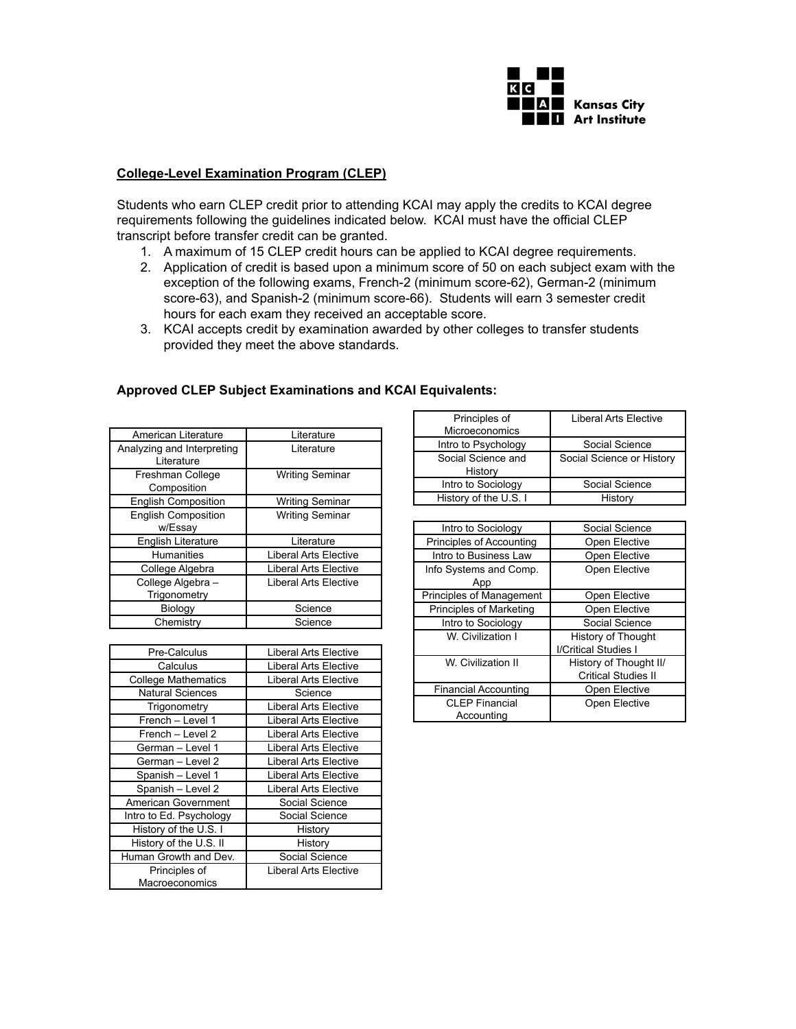Kansas City Art Institute

**College-Level Examination Program (CLEP)**

Students who earn CLEP credit prior to attending KCAI may apply the credits to KCAI degree requirements following the guidelines indicated below. KCAI must have the official CLEP transcript before transfer credit can be granted.

1. A maximum of 15 CLEP credit hours can be applied to KCAI degree requirements.
2. Application of credit is based upon a minimum score of 50 on each subject exam with the exception of the following exams, French-2 (minimum score-62), German-2 (minimum score-63), and Spanish-2 (minimum score-66). Students will earn 3 semester credit hours for each exam they received an acceptable score.
3. KCAI accepts credit by examination awarded by other colleges to transfer students provided they meet the above standards.

**Approved CLEP Subject Examinations and KCAI Equivalents:**

| | |
|---|---|
| American Literature | Literature |
| Analyzing and Interpreting Literature | Literature |
| Freshman College Composition | Writing Seminar |
| English Composition | Writing Seminar |
| English Composition w/Essay | Writing Seminar |
| English Literature | Literature |
| Humanities | Liberal Arts Elective |
| College Algebra | Liberal Arts Elective |
| College Algebra – Trigonometry | Liberal Arts Elective |
| Biology | Science |
| Chemistry | Science |

| | |
|---|---|
| Pre-Calculus | Liberal Arts Elective |
| Calculus | Liberal Arts Elective |
| College Mathematics | Liberal Arts Elective |
| Natural Sciences | Science |
| Trigonometry | Liberal Arts Elective |
| French – Level 1 | Liberal Arts Elective |
| French – Level 2 | Liberal Arts Elective |
| German – Level 1 | Liberal Arts Elective |
| German – Level 2 | Liberal Arts Elective |
| Spanish – Level 1 | Liberal Arts Elective |
| Spanish – Level 2 | Liberal Arts Elective |
| American Government | Social Science |
| Intro to Ed. Psychology | Social Science |
| History of the U.S. I | History |
| History of the U.S. II | History |
| Human Growth and Dev. | Social Science |
| Principles of Macroeconomics | Liberal Arts Elective |

| | |
|---|---|
| Principles of Microeconomics | Liberal Arts Elective |
| Intro to Psychology | Social Science |
| Social Science and History | Social Science or History |
| Intro to Sociology | Social Science |
| History of the U.S. I | History |

| | |
|---|---|
| Intro to Sociology | Social Science |
| Principles of Accounting | Open Elective |
| Intro to Business Law | Open Elective |
| Info Systems and Comp. App | Open Elective |
| Principles of Management | Open Elective |
| Principles of Marketing | Open Elective |
| Intro to Sociology | Social Science |
| W. Civilization I | History of Thought I/Critical Studies I |
| W. Civilization II | History of Thought II/ Critical Studies II |
| Financial Accounting | Open Elective |
| CLEP Financial Accounting | Open Elective |